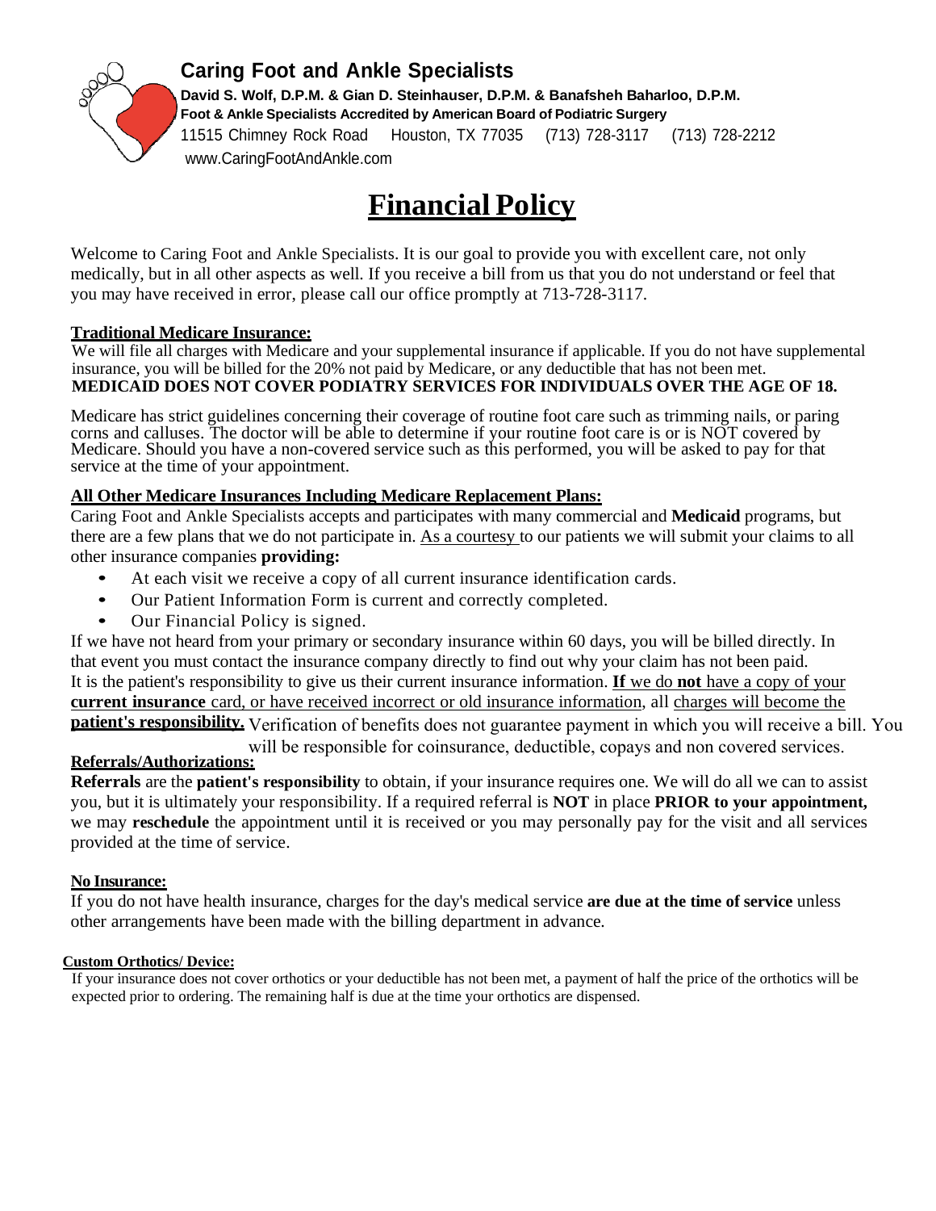# Caring Foot and Ankle Specialists

**David S. Wolf, D.P.M. & Gian D. Steinhauser, D.P.M. & Banafsheh Baharloo, D.P.M.**
**Foot & Ankle Specialists Accredited by American Board of Podiatric Surgery**
11515 Chimney Rock Road Houston, TX 77035 (713) 728-3117 (713) 728-2212
www.CaringFootAndAnkle.com

# Financial Policy

Welcome to Caring Foot and Ankle Specialists. It is our goal to provide you with excellent care, not only medically, but in all other aspects as well. If you receive a bill from us that you do not understand or feel that you may have received in error, please call our office promptly at 713-728-3117.

**Traditional Medicare Insurance:**

We will file all charges with Medicare and your supplemental insurance if applicable. If you do not have supplemental insurance, you will be billed for the 20% not paid by Medicare, or any deductible that has not been met.
**MEDICAID DOES NOT COVER PODIATRY SERVICES FOR INDIVIDUALS OVER THE AGE OF 18.**

Medicare has strict guidelines concerning their coverage of routine foot care such as trimming nails, or paring corns and calluses. The doctor will be able to determine if your routine foot care is or is NOT covered by Medicare. Should you have a non-covered service such as this performed, you will be asked to pay for that service at the time of your appointment.

**All Other Medicare Insurances Including Medicare Replacement Plans:**

Caring Foot and Ankle Specialists accepts and participates with many commercial and **Medicaid** programs, but there are a few plans that we do not participate in. As a courtesy to our patients we will submit your claims to all other insurance companies **providing:**

- At each visit we receive a copy of all current insurance identification cards.
- Our Patient Information Form is current and correctly completed.
- Our Financial Policy is signed.

If we have not heard from your primary or secondary insurance within 60 days, you will be billed directly. In that event you must contact the insurance company directly to find out why your claim has not been paid. It is the patient's responsibility to give us their current insurance information. **If** we do **not** have a copy of your **current insurance** card, or have received incorrect or old insurance information, all charges will become the **patient's responsibility.** Verification of benefits does not guarantee payment in which you will receive a bill. You will be responsible for coinsurance, deductible, copays and non covered services.

**Referrals/Authorizations:**

**Referrals** are the **patient's responsibility** to obtain, if your insurance requires one. We will do all we can to assist you, but it is ultimately your responsibility. If a required referral is **NOT** in place **PRIOR to your appointment,** we may **reschedule** the appointment until it is received or you may personally pay for the visit and all services provided at the time of service.

**No Insurance:**

If you do not have health insurance, charges for the day's medical service **are due at the time of service** unless other arrangements have been made with the billing department in advance.

**Custom Orthotics/ Device:**

If your insurance does not cover orthotics or your deductible has not been met, a payment of half the price of the orthotics will be expected prior to ordering. The remaining half is due at the time your orthotics are dispensed.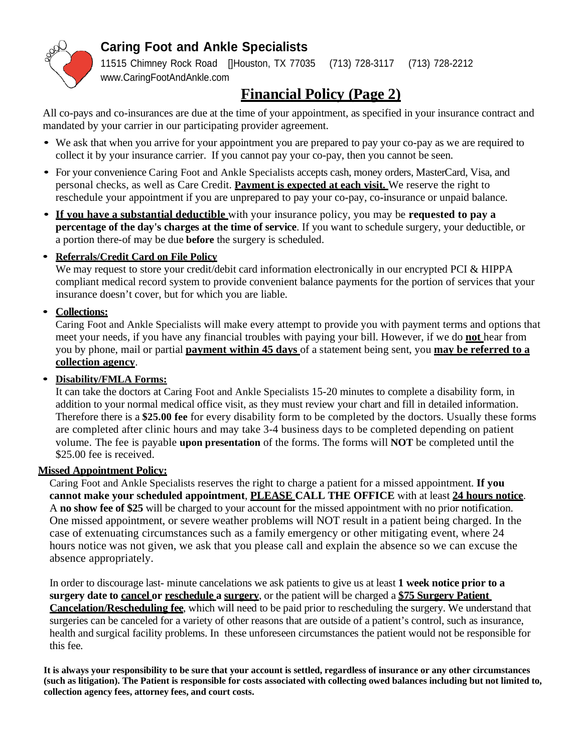## Caring Foot and Ankle Specialists

11515 Chimney Rock Road []Houston, TX 77035 (713) 728-3117 (713) 728-2212
www.CaringFootAndAnkle.com

# Financial Policy (Page 2)

All co-pays and co-insurances are due at the time of your appointment, as specified in your insurance contract and mandated by your carrier in our participating provider agreement.

- We ask that when you arrive for your appointment you are prepared to pay your co-pay as we are required to collect it by your insurance carrier. If you cannot pay your co-pay, then you cannot be seen.
- For your convenience Caring Foot and Ankle Specialists accepts cash, money orders, MasterCard, Visa, and personal checks, as well as Care Credit. **Payment is expected at each visit.** We reserve the right to reschedule your appointment if you are unprepared to pay your co-pay, co-insurance or unpaid balance.
- **If you have a substantial deductible** with your insurance policy, you may be **requested to pay a percentage of the day's charges at the time of service**. If you want to schedule surgery, your deductible, or a portion there-of may be due **before** the surgery is scheduled.
- **Referrals/Credit Card on File Policy**
  We may request to store your credit/debit card information electronically in our encrypted PCI & HIPPA compliant medical record system to provide convenient balance payments for the portion of services that your insurance doesn't cover, but for which you are liable.
- **Collections:**
  Caring Foot and Ankle Specialists will make every attempt to provide you with payment terms and options that meet your needs, if you have any financial troubles with paying your bill. However, if we do **not** hear from you by phone, mail or partial **payment within 45 days** of a statement being sent, you **may be referred to a collection agency**.
- **Disability/FMLA Forms:**
  It can take the doctors at Caring Foot and Ankle Specialists 15-20 minutes to complete a disability form, in addition to your normal medical office visit, as they must review your chart and fill in detailed information. Therefore there is a **$25.00 fee** for every disability form to be completed by the doctors. Usually these forms are completed after clinic hours and may take 3-4 business days to be completed depending on patient volume. The fee is payable **upon presentation** of the forms. The forms will **NOT** be completed until the $25.00 fee is received.

**Missed Appointment Policy:**

Caring Foot and Ankle Specialists reserves the right to charge a patient for a missed appointment. **If you cannot make your scheduled appointment**, **PLEASE CALL THE OFFICE** with at least **24 hours notice**. A **no show fee of $25** will be charged to your account for the missed appointment with no prior notification. One missed appointment, or severe weather problems will NOT result in a patient being charged. In the case of extenuating circumstances such as a family emergency or other mitigating event, where 24 hours notice was not given, we ask that you please call and explain the absence so we can excuse the absence appropriately.

In order to discourage last- minute cancelations we ask patients to give us at least **1 week notice prior to a surgery date to cancel or reschedule a surgery**, or the patient will be charged a **$75 Surgery Patient Cancelation/Rescheduling fee**, which will need to be paid prior to rescheduling the surgery. We understand that surgeries can be canceled for a variety of other reasons that are outside of a patient's control, such as insurance, health and surgical facility problems. In these unforeseen circumstances the patient would not be responsible for this fee.

**It is always your responsibility to be sure that your account is settled, regardless of insurance or any other circumstances (such as litigation). The Patient is responsible for costs associated with collecting owed balances including but not limited to, collection agency fees, attorney fees, and court costs.**